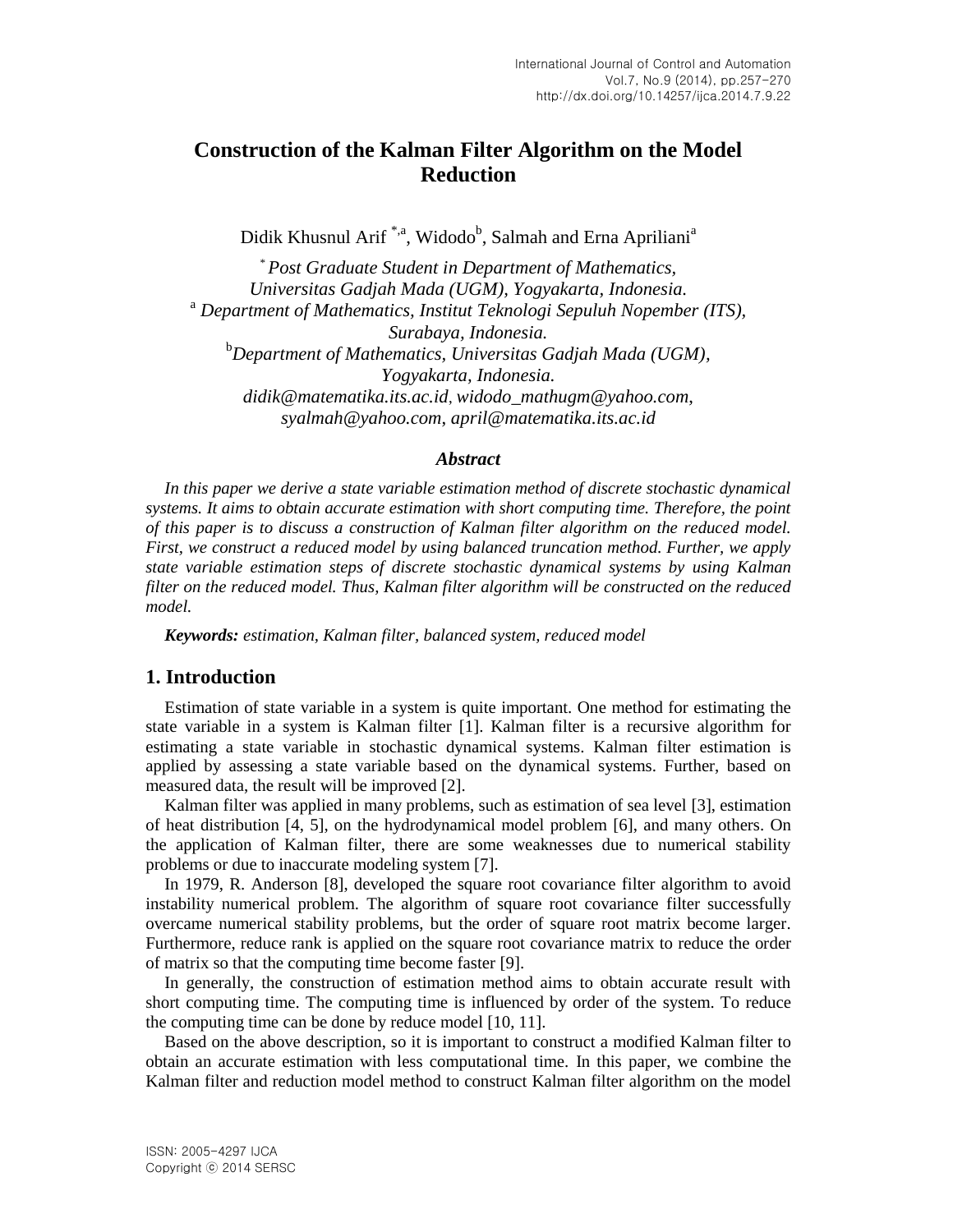# Construction of the Kalman Filter Algorithm on the Model Reduction

Didik Khusnul Arif [*,a], Widodo[b], Salmah and Erna Apriliani[a]

[*] *Post Graduate Student in Department of Mathematics, Universitas Gadjah Mada (UGM), Yogyakarta, Indonesia.*
[a] *Department of Mathematics, Institut Teknologi Sepuluh Nopember (ITS), Surabaya, Indonesia.*
[b]*Department of Mathematics, Universitas Gadjah Mada (UGM), Yogyakarta, Indonesia.*
*didik@matematika.its.ac.id, widodo_mathugm@yahoo.com, syalmah@yahoo.com, april@matematika.its.ac.id*

### *Abstract*

*In this paper we derive a state variable estimation method of discrete stochastic dynamical systems. It aims to obtain accurate estimation with short computing time. Therefore, the point of this paper is to discuss a construction of Kalman filter algorithm on the reduced model. First, we construct a reduced model by using balanced truncation method. Further, we apply state variable estimation steps of discrete stochastic dynamical systems by using Kalman filter on the reduced model. Thus, Kalman filter algorithm will be constructed on the reduced model.*

***Keywords:*** *estimation, Kalman filter, balanced system, reduced model*

## 1. Introduction

Estimation of state variable in a system is quite important. One method for estimating the state variable in a system is Kalman filter [1]. Kalman filter is a recursive algorithm for estimating a state variable in stochastic dynamical systems. Kalman filter estimation is applied by assessing a state variable based on the dynamical systems. Further, based on measured data, the result will be improved [2].

Kalman filter was applied in many problems, such as estimation of sea level [3], estimation of heat distribution [4, 5], on the hydrodynamical model problem [6], and many others. On the application of Kalman filter, there are some weaknesses due to numerical stability problems or due to inaccurate modeling system [7].

In 1979, R. Anderson [8], developed the square root covariance filter algorithm to avoid instability numerical problem. The algorithm of square root covariance filter successfully overcame numerical stability problems, but the order of square root matrix become larger. Furthermore, reduce rank is applied on the square root covariance matrix to reduce the order of matrix so that the computing time become faster [9].

In generally, the construction of estimation method aims to obtain accurate result with short computing time. The computing time is influenced by order of the system. To reduce the computing time can be done by reduce model [10, 11].

Based on the above description, so it is important to construct a modified Kalman filter to obtain an accurate estimation with less computational time. In this paper, we combine the Kalman filter and reduction model method to construct Kalman filter algorithm on the model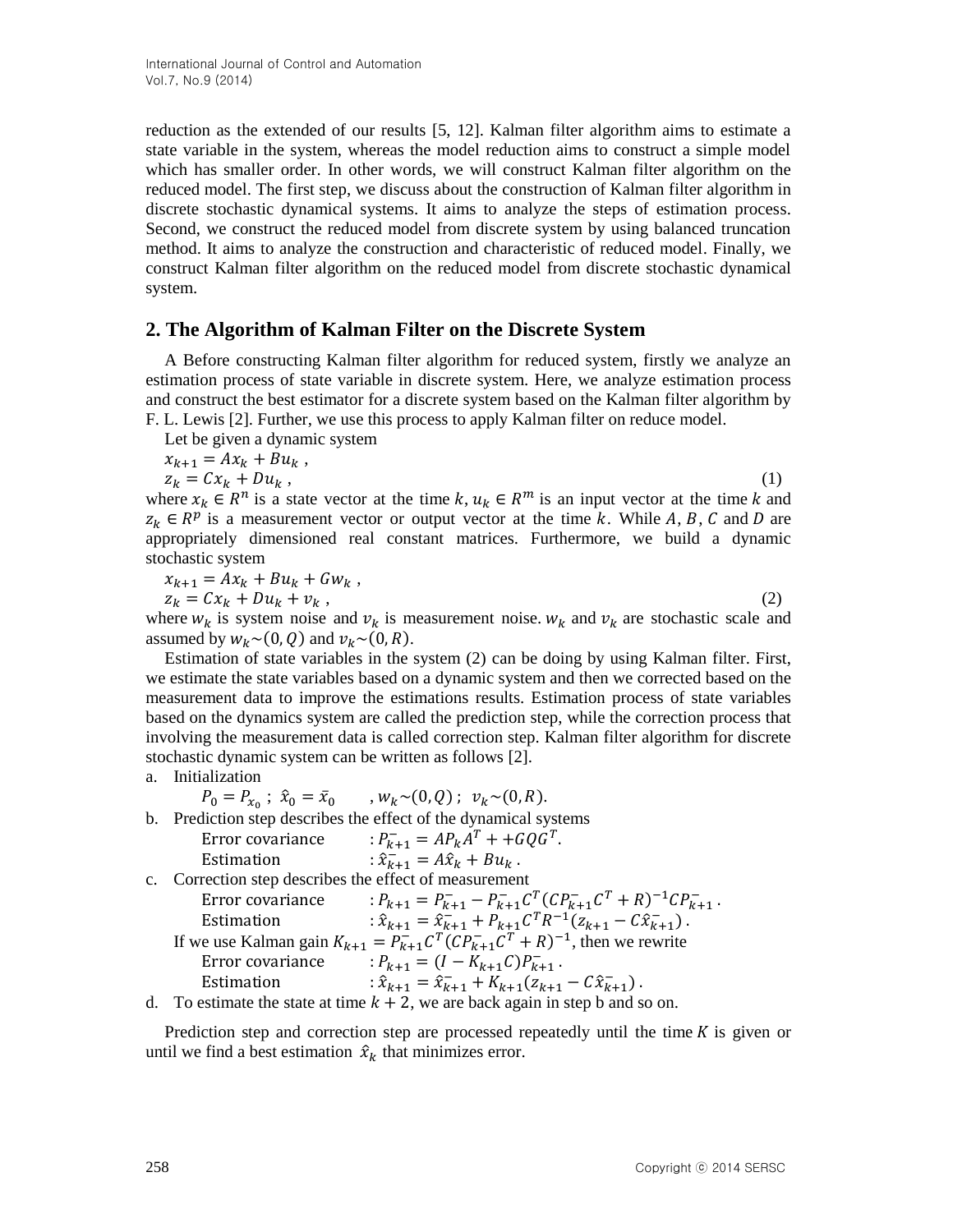reduction as the extended of our results [5, 12]. Kalman filter algorithm aims to estimate a state variable in the system, whereas the model reduction aims to construct a simple model which has smaller order. In other words, we will construct Kalman filter algorithm on the reduced model. The first step, we discuss about the construction of Kalman filter algorithm in discrete stochastic dynamical systems. It aims to analyze the steps of estimation process. Second, we construct the reduced model from discrete system by using balanced truncation method. It aims to analyze the construction and characteristic of reduced model. Finally, we construct Kalman filter algorithm on the reduced model from discrete stochastic dynamical system.

## 2. The Algorithm of Kalman Filter on the Discrete System

A Before constructing Kalman filter algorithm for reduced system, firstly we analyze an estimation process of state variable in discrete system. Here, we analyze estimation process and construct the best estimator for a discrete system based on the Kalman filter algorithm by F. L. Lewis [2]. Further, we use this process to apply Kalman filter on reduce model.

Let be given a dynamic system

$$x_{k+1} = Ax_k + Bu_k \, ,$$
$$z_k = Cx_k + Du_k \, , \tag{1}$$

where $x_k \in R^n$ is a state vector at the time $k$, $u_k \in R^m$ is an input vector at the time $k$ and $z_k \in R^p$ is a measurement vector or output vector at the time $k$. While $A$, $B$, $C$ and $D$ are appropriately dimensioned real constant matrices. Furthermore, we build a dynamic stochastic system

$$x_{k+1} = Ax_k + Bu_k + Gw_k \, ,$$
$$z_k = Cx_k + Du_k + v_k \, , \tag{2}$$

where $w_k$ is system noise and $v_k$ is measurement noise. $w_k$ and $v_k$ are stochastic scale and assumed by $w_k \sim (0, Q)$ and $v_k \sim (0, R)$.

Estimation of state variables in the system (2) can be doing by using Kalman filter. First, we estimate the state variables based on a dynamic system and then we corrected based on the measurement data to improve the estimations results. Estimation process of state variables based on the dynamics system are called the prediction step, while the correction process that involving the measurement data is called correction step. Kalman filter algorithm for discrete stochastic dynamic system can be written as follows [2].

a. Initialization

$$P_0 = P_{x_0} \; ; \; \hat{x}_0 = \bar{x}_0 \qquad , w_k \sim (0, Q) \; ; \; v_k \sim (0, R).$$

b. Prediction step describes the effect of the dynamical systems

Error covariance : $P_{k+1}^{-} = AP_k A^T + +GQG^T$.

Estimation : $\hat{x}_{k+1}^{-} = A\hat{x}_k + Bu_k$ .

c. Correction step describes the effect of measurement

Error covariance : $P_{k+1} = P_{k+1}^{-} - P_{k+1}^{-} C^T (CP_{k+1}^{-} C^T + R)^{-1} CP_{k+1}^{-}$ .

Estimation : $\hat{x}_{k+1} = \hat{x}_{k+1}^{-} + P_{k+1} C^T R^{-1} (z_{k+1} - C\hat{x}_{k+1}^{-})$ .

If we use Kalman gain $K_{k+1} = P_{k+1}^{-} C^T (CP_{k+1}^{-} C^T + R)^{-1}$, then we rewrite

Error covariance : $P_{k+1} = (I - K_{k+1} C) P_{k+1}^{-}$ .

Estimation : $\hat{x}_{k+1} = \hat{x}_{k+1}^{-} + K_{k+1} (z_{k+1} - C\hat{x}_{k+1}^{-})$ .

d. To estimate the state at time $k + 2$, we are back again in step b and so on.

Prediction step and correction step are processed repeatedly until the time $K$ is given or until we find a best estimation $\hat{x}_k$ that minimizes error.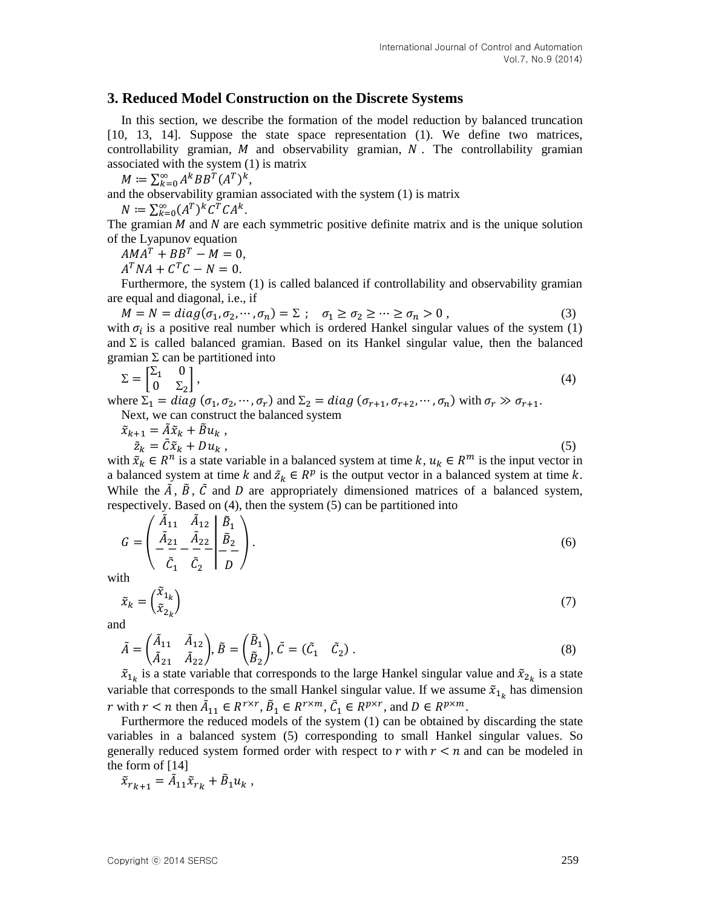## 3. Reduced Model Construction on the Discrete Systems

In this section, we describe the formation of the model reduction by balanced truncation [10, 13, 14]. Suppose the state space representation (1). We define two matrices, controllability gramian, $M$ and observability gramian, $N$. The controllability gramian associated with the system (1) is matrix

$$M := \sum_{k=0}^{\infty} A^k B B^T (A^T)^k,$$

and the observability gramian associated with the system (1) is matrix

$$N := \sum_{k=0}^{\infty} (A^T)^k C^T C A^k.$$

The gramian $M$ and $N$ are each symmetric positive definite matrix and is the unique solution of the Lyapunov equation

$$AMA^T + BB^T - M = 0,$$

$$A^T N A + C^T C - N = 0.$$

Furthermore, the system (1) is called balanced if controllability and observability gramian are equal and diagonal, i.e., if

$$M = N = diag(\sigma_1, \sigma_2, \cdots, \sigma_n) = \Sigma \; ; \quad \sigma_1 \geq \sigma_2 \geq \cdots \geq \sigma_n > 0 \;, \tag{3}$$

with $\sigma_i$ is a positive real number which is ordered Hankel singular values of the system (1) and $\Sigma$ is called balanced gramian. Based on its Hankel singular value, then the balanced gramian $\Sigma$ can be partitioned into

$$\Sigma = \begin{bmatrix} \Sigma_1 & 0 \\ 0 & \Sigma_2 \end{bmatrix}, \tag{4}$$

where $\Sigma_1 = diag\ (\sigma_1, \sigma_2, \cdots, \sigma_r)$ and $\Sigma_2 = diag\ (\sigma_{r+1}, \sigma_{r+2}, \cdots, \sigma_n)$ with $\sigma_r \gg \sigma_{r+1}$.

Next, we can construct the balanced system

$$\tilde{x}_{k+1} = \tilde{A}\tilde{x}_k + \tilde{B}u_k \;,$$

$$\tilde{z}_k = \tilde{C}\tilde{x}_k + Du_k \;, \tag{5}$$

with $\tilde{x}_k \in R^n$ is a state variable in a balanced system at time $k$, $u_k \in R^m$ is the input vector in a balanced system at time $k$ and $\tilde{z}_k \in R^p$ is the output vector in a balanced system at time $k$. While the $\tilde{A}$, $\tilde{B}$, $\tilde{C}$ and $D$ are appropriately dimensioned matrices of a balanced system, respectively. Based on (4), then the system (5) can be partitioned into

$$G = \left( \begin{array}{cc|c} \tilde{A}_{11} & \tilde{A}_{12} & \tilde{B}_1 \\ \tilde{A}_{21} & \tilde{A}_{22} & \tilde{B}_2 \\ \hline \tilde{C}_1 & \tilde{C}_2 & D \end{array} \right). \tag{6}$$

with

$$\tilde{x}_k = \begin{pmatrix} \tilde{x}_{1_k} \\ \tilde{x}_{2_k} \end{pmatrix} \tag{7}$$

and

$$\tilde{A} = \begin{pmatrix} \tilde{A}_{11} & \tilde{A}_{12} \\ \tilde{A}_{21} & \tilde{A}_{22} \end{pmatrix}, \tilde{B} = \begin{pmatrix} \tilde{B}_1 \\ \tilde{B}_2 \end{pmatrix}, \tilde{C} = \begin{pmatrix} \tilde{C}_1 & \tilde{C}_2 \end{pmatrix}. \tag{8}$$

$\tilde{x}_{1_k}$ is a state variable that corresponds to the large Hankel singular value and $\tilde{x}_{2_k}$ is a state variable that corresponds to the small Hankel singular value. If we assume $\tilde{x}_{1_k}$ has dimension $r$ with $r < n$ then $\tilde{A}_{11} \in R^{r \times r}$, $\tilde{B}_1 \in R^{r \times m}$, $\tilde{C}_1 \in R^{p \times r}$, and $D \in R^{p \times m}$.

Furthermore the reduced models of the system (1) can be obtained by discarding the state variables in a balanced system (5) corresponding to small Hankel singular values. So generally reduced system formed order with respect to $r$ with $r < n$ and can be modeled in the form of [14]

$$\tilde{x}_{r_{k+1}} = \tilde{A}_{11}\tilde{x}_{r_k} + \tilde{B}_1 u_k \;,$$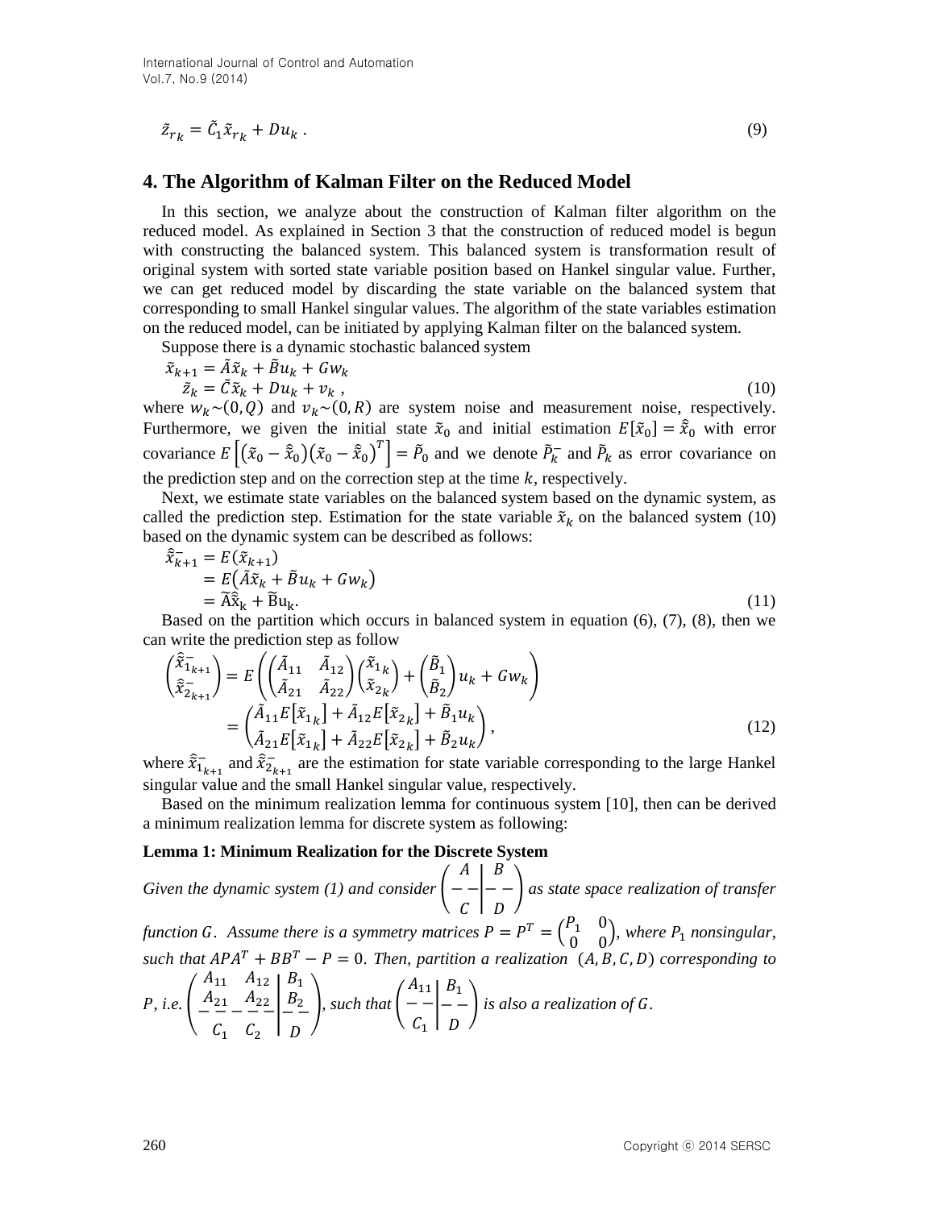$$\tilde{z}_{r_k} = \tilde{C}_1 \tilde{x}_{r_k} + Du_k \; . \tag{9}$$

## 4. The Algorithm of Kalman Filter on the Reduced Model

In this section, we analyze about the construction of Kalman filter algorithm on the reduced model. As explained in Section 3 that the construction of reduced model is begun with constructing the balanced system. This balanced system is transformation result of original system with sorted state variable position based on Hankel singular value. Further, we can get reduced model by discarding the state variable on the balanced system that corresponding to small Hankel singular values. The algorithm of the state variables estimation on the reduced model, can be initiated by applying Kalman filter on the balanced system.

Suppose there is a dynamic stochastic balanced system

$$\begin{aligned} \tilde{x}_{k+1} &= \tilde{A}\tilde{x}_k + \tilde{B}u_k + Gw_k \\ \tilde{z}_k &= \tilde{C}\tilde{x}_k + Du_k + v_k \; , \end{aligned} \tag{10}$$

where $w_k \sim (0, Q)$ and $v_k \sim (0, R)$ are system noise and measurement noise, respectively. Furthermore, we given the initial state $\tilde{x}_0$ and initial estimation $E[\tilde{x}_0] = \hat{\tilde{x}}_0$ with error covariance $E\left[\left(\tilde{x}_0 - \hat{\tilde{x}}_0\right)\left(\tilde{x}_0 - \hat{\tilde{x}}_0\right)^T\right] = \tilde{P}_0$ and we denote $\tilde{P}_k^-$ and $\tilde{P}_k$ as error covariance on the prediction step and on the correction step at the time $k$, respectively.

Next, we estimate state variables on the balanced system based on the dynamic system, as called the prediction step. Estimation for the state variable $\tilde{x}_k$ on the balanced system (10) based on the dynamic system can be described as follows:

$$\begin{aligned} \hat{\tilde{x}}_{k+1}^- &= E(\tilde{x}_{k+1}) \\ &= E\left(\tilde{A}\tilde{x}_k + \tilde{B}u_k + Gw_k\right) \\ &= \tilde{A}\hat{\tilde{x}}_k + \tilde{B}u_k. \end{aligned} \tag{11}$$

Based on the partition which occurs in balanced system in equation (6), (7), (8), then we can write the prediction step as follow

$$\begin{aligned} \begin{pmatrix} \hat{\tilde{x}}_{1_{k+1}}^- \\ \hat{\tilde{x}}_{2_{k+1}}^- \end{pmatrix} &= E\left( \begin{pmatrix} \tilde{A}_{11} & \tilde{A}_{12} \\ \tilde{A}_{21} & \tilde{A}_{22} \end{pmatrix} \begin{pmatrix} \tilde{x}_{1_k} \\ \tilde{x}_{2_k} \end{pmatrix} + \begin{pmatrix} \tilde{B}_1 \\ \tilde{B}_2 \end{pmatrix} u_k + Gw_k \right) \\ &= \begin{pmatrix} \tilde{A}_{11}E\left[\tilde{x}_{1_k}\right] + \tilde{A}_{12}E\left[\tilde{x}_{2_k}\right] + \tilde{B}_1 u_k \\ \tilde{A}_{21}E\left[\tilde{x}_{1_k}\right] + \tilde{A}_{22}E\left[\tilde{x}_{2_k}\right] + \tilde{B}_2 u_k \end{pmatrix}, \end{aligned} \tag{12}$$

where $\hat{\tilde{x}}_{1_{k+1}}^-$ and $\hat{\tilde{x}}_{2_{k+1}}^-$ are the estimation for state variable corresponding to the large Hankel singular value and the small Hankel singular value, respectively.

Based on the minimum realization lemma for continuous system [10], then can be derived a minimum realization lemma for discrete system as following:

**Lemma 1: Minimum Realization for the Discrete System**

*Given the dynamic system (1) and consider* $\left(\begin{array}{c|c} A & B \\ \hline C & D \end{array}\right)$ *as state space realization of transfer function* $G$. *Assume there is a symmetry matrices* $P = P^T = \begin{pmatrix} P_1 & 0 \\ 0 & 0 \end{pmatrix}$, *where* $P_1$ *nonsingular, such that* $APA^T + BB^T - P = 0$. *Then, partition a realization* $(A, B, C, D)$ *corresponding to* $P$, *i.e.* $\left(\begin{array}{cc|c} A_{11} & A_{12} & B_1 \\ A_{21} & A_{22} & B_2 \\ \hline C_1 & C_2 & D \end{array}\right)$, *such that* $\left(\begin{array}{c|c} A_{11} & B_1 \\ \hline C_1 & D \end{array}\right)$ *is also a realization of* $G$.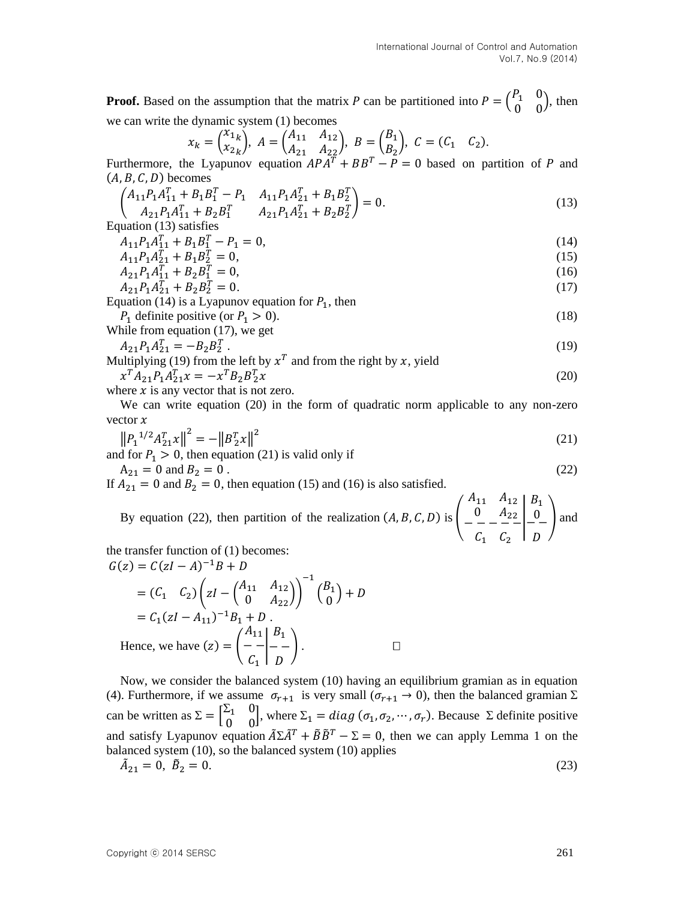**Proof.** Based on the assumption that the matrix $P$ can be partitioned into $P = \begin{pmatrix} P_1 & 0 \\ 0 & 0 \end{pmatrix}$, then we can write the dynamic system (1) becomes

$$x_k = \begin{pmatrix} x_{1_k} \\ x_{2_k} \end{pmatrix},\ A = \begin{pmatrix} A_{11} & A_{12} \\ A_{21} & A_{22} \end{pmatrix},\ B = \begin{pmatrix} B_1 \\ B_2 \end{pmatrix},\ C = (C_1 \quad C_2).$$

Furthermore, the Lyapunov equation $APA^T + BB^T - P = 0$ based on partition of $P$ and $(A, B, C, D)$ becomes

$$\begin{pmatrix} A_{11}P_1A_{11}^T + B_1B_1^T - P_1 & A_{11}P_1A_{21}^T + B_1B_2^T \\ A_{21}P_1A_{11}^T + B_2B_1^T & A_{21}P_1A_{21}^T + B_2B_2^T \end{pmatrix} = 0. \tag{13}$$

Equation (13) satisfies

$$A_{11}P_1A_{11}^T + B_1B_1^T - P_1 = 0, \tag{14}$$

$$A_{11}P_1A_{21}^T + B_1B_2^T = 0, \tag{15}$$

$$A_{21}P_1A_{11}^T + B_2B_1^T = 0, \tag{16}$$

$$A_{21}P_1A_{21}^T + B_2B_2^T = 0. \tag{17}$$

Equation (14) is a Lyapunov equation for $P_1$, then

$P_1$ definite positive (or $P_1 > 0$). (18)

While from equation (17), we get

$$A_{21}P_1A_{21}^T = -B_2B_2^T\ . \tag{19}$$

Multiplying (19) from the left by $x^T$ and from the right by $x$, yield

$$x^T A_{21}P_1A_{21}^T x = -x^T B_2B_2^T x \tag{20}$$

where $x$ is any vector that is not zero.

We can write equation (20) in the form of quadratic norm applicable to any non-zero vector $x$

$$\left\| {P_1}^{1/2} A_{21}^T x \right\|^2 = -\left\| B_2^T x \right\|^2 \tag{21}$$

and for $P_1 > 0$, then equation (21) is valid only if

$$A_{21} = 0 \text{ and } B_2 = 0\ . \tag{22}$$

If $A_{21} = 0$ and $B_2 = 0$, then equation (15) and (16) is also satisfied.

By equation (22), then partition of the realization $(A, B, C, D)$ is $\left(\begin{array}{cc|c} A_{11} & A_{12} & B_1 \\ 0 & A_{22} & 0 \\ \hline C_1 & C_2 & D \end{array}\right)$ and the transfer function of (1) becomes:

$$\begin{aligned} G(z) &= C(zI - A)^{-1}B + D \\ &= (C_1 \quad C_2)\left(zI - \begin{pmatrix} A_{11} & A_{12} \\ 0 & A_{22} \end{pmatrix}\right)^{-1}\begin{pmatrix} B_1 \\ 0 \end{pmatrix} + D \\ &= C_1(zI - A_{11})^{-1}B_1 + D\ . \end{aligned}$$

Hence, we have $(z) = \left(\begin{array}{c|c} A_{11} & B_1 \\ \hline C_1 & D \end{array}\right)$. □

Now, we consider the balanced system (10) having an equilibrium gramian as in equation (4). Furthermore, if we assume $\sigma_{r+1}$ is very small ($\sigma_{r+1} \to 0$), then the balanced gramian $\Sigma$ can be written as $\Sigma = \begin{bmatrix} \Sigma_1 & 0 \\ 0 & 0 \end{bmatrix}$, where $\Sigma_1 = diag\ (\sigma_1, \sigma_2, \cdots, \sigma_r)$. Because $\Sigma$ definite positive and satisfy Lyapunov equation $\tilde{A}\Sigma\tilde{A}^T + \tilde{B}\tilde{B}^T - \Sigma = 0$, then we can apply Lemma 1 on the balanced system (10), so the balanced system (10) applies

$$\tilde{A}_{21} = 0,\ \tilde{B}_2 = 0. \tag{23}$$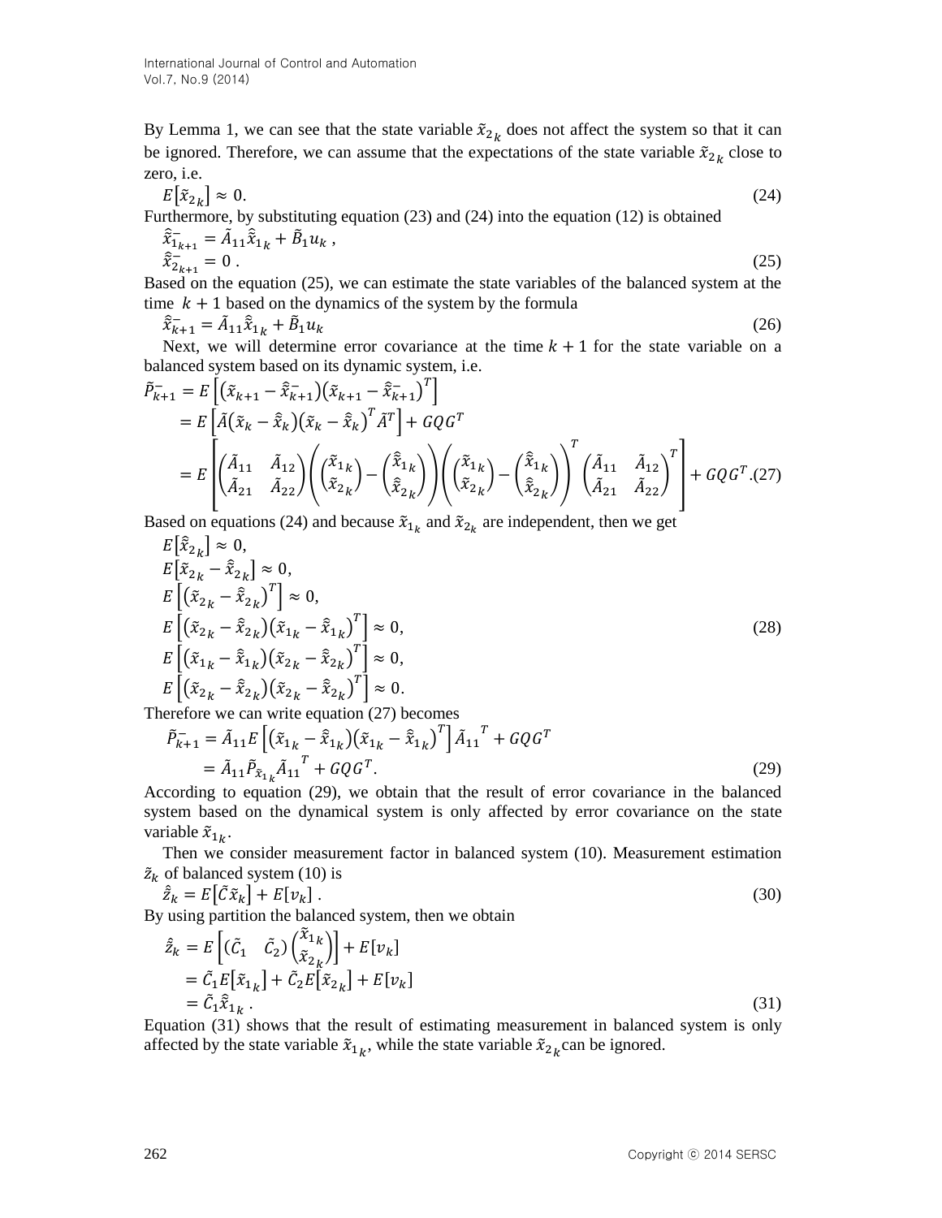By Lemma 1, we can see that the state variable $\tilde{x}_{2_k}$ does not affect the system so that it can be ignored. Therefore, we can assume that the expectations of the state variable $\tilde{x}_{2k}$ close to zero, i.e.

$$E\left[\tilde{x}_{2_k}\right] \approx 0. \tag{24}$$

Furthermore, by substituting equation (23) and (24) into the equation (12) is obtained

$$\begin{aligned} \hat{\tilde{x}}_{1_{k+1}}^{-} &= \tilde{A}_{11}\hat{\tilde{x}}_{1_k} + \tilde{B}_1 u_k , \\ \hat{\tilde{x}}_{2_{k+1}}^{-} &= 0 . \end{aligned} \tag{25}$$

Based on the equation (25), we can estimate the state variables of the balanced system at the time $k+1$ based on the dynamics of the system by the formula

$$\hat{\tilde{x}}_{k+1}^{-} = \tilde{A}_{11}\hat{\tilde{x}}_{1_k} + \tilde{B}_1 u_k \tag{26}$$

Next, we will determine error covariance at the time $k+1$ for the state variable on a balanced system based on its dynamic system, i.e.

$$\begin{aligned} \tilde{P}_{k+1}^{-} &= E\left[\left(\tilde{x}_{k+1} - \hat{\tilde{x}}_{k+1}^{-}\right)\left(\tilde{x}_{k+1} - \hat{\tilde{x}}_{k+1}^{-}\right)^T\right] \\ &= E\left[\tilde{A}\left(\tilde{x}_k - \hat{\tilde{x}}_k\right)\left(\tilde{x}_k - \hat{\tilde{x}}_k\right)^T \tilde{A}^T\right] + GQG^T \\ &= E\left[\begin{pmatrix} \tilde{A}_{11} & \tilde{A}_{12} \\ \tilde{A}_{21} & \tilde{A}_{22} \end{pmatrix}\left(\begin{pmatrix} \tilde{x}_{1_k} \\ \tilde{x}_{2_k} \end{pmatrix} - \begin{pmatrix} \hat{\tilde{x}}_{1_k} \\ \hat{\tilde{x}}_{2_k} \end{pmatrix}\right)\left(\begin{pmatrix} \tilde{x}_{1_k} \\ \tilde{x}_{2_k} \end{pmatrix} - \begin{pmatrix} \hat{\tilde{x}}_{1_k} \\ \hat{\tilde{x}}_{2_k} \end{pmatrix}\right)^T \begin{pmatrix} \tilde{A}_{11} & \tilde{A}_{12} \\ \tilde{A}_{21} & \tilde{A}_{22} \end{pmatrix}^T\right] + GQG^T . \end{aligned} \tag{27}$$

Based on equations (24) and because $\tilde{x}_{1_k}$ and $\tilde{x}_{2_k}$ are independent, then we get

$$\begin{aligned} &E\left[\hat{\tilde{x}}_{2_k}\right] \approx 0, \\ &E\left[\tilde{x}_{2_k} - \hat{\tilde{x}}_{2_k}\right] \approx 0, \\ &E\left[\left(\tilde{x}_{2_k} - \hat{\tilde{x}}_{2_k}\right)^T\right] \approx 0, \\ &E\left[\left(\tilde{x}_{2_k} - \hat{\tilde{x}}_{2_k}\right)\left(\tilde{x}_{1_k} - \hat{\tilde{x}}_{1_k}\right)^T\right] \approx 0, \\ &E\left[\left(\tilde{x}_{1_k} - \hat{\tilde{x}}_{1_k}\right)\left(\tilde{x}_{2_k} - \hat{\tilde{x}}_{2_k}\right)^T\right] \approx 0, \\ &E\left[\left(\tilde{x}_{2_k} - \hat{\tilde{x}}_{2_k}\right)\left(\tilde{x}_{2_k} - \hat{\tilde{x}}_{2_k}\right)^T\right] \approx 0. \end{aligned} \tag{28}$$

Therefore we can write equation (27) becomes

$$\begin{aligned} \tilde{P}_{k+1}^{-} &= \tilde{A}_{11} E\left[\left(\tilde{x}_{1_k} - \hat{\tilde{x}}_{1_k}\right)\left(\tilde{x}_{1_k} - \hat{\tilde{x}}_{1_k}\right)^T\right] \tilde{A}_{11}{}^T + GQG^T \\ &= \tilde{A}_{11}\tilde{P}_{\tilde{x}_{1_k}}\tilde{A}_{11}{}^T + GQG^T. \end{aligned} \tag{29}$$

According to equation (29), we obtain that the result of error covariance in the balanced system based on the dynamical system is only affected by error covariance on the state variable $\tilde{x}_{1_k}$.

Then we consider measurement factor in balanced system (10). Measurement estimation $\tilde{z}_k$ of balanced system (10) is

$$\hat{\tilde{z}}_k = E\left[\tilde{C}\tilde{x}_k\right] + E\left[v_k\right] . \tag{30}$$

By using partition the balanced system, then we obtain

$$\begin{aligned} \hat{\tilde{z}}_k &= E\left[\begin{pmatrix} \tilde{C}_1 & \tilde{C}_2 \end{pmatrix}\begin{pmatrix} \tilde{x}_{1_k} \\ \tilde{x}_{2_k} \end{pmatrix}\right] + E\left[v_k\right] \\ &= \tilde{C}_1 E\left[\tilde{x}_{1_k}\right] + \tilde{C}_2 E\left[\tilde{x}_{2_k}\right] + E\left[v_k\right] \\ &= \tilde{C}_1\hat{\tilde{x}}_{1_k} . \end{aligned} \tag{31}$$

Equation (31) shows that the result of estimating measurement in balanced system is only affected by the state variable $\tilde{x}_{1_k}$, while the state variable $\tilde{x}_{2_k}$ can be ignored.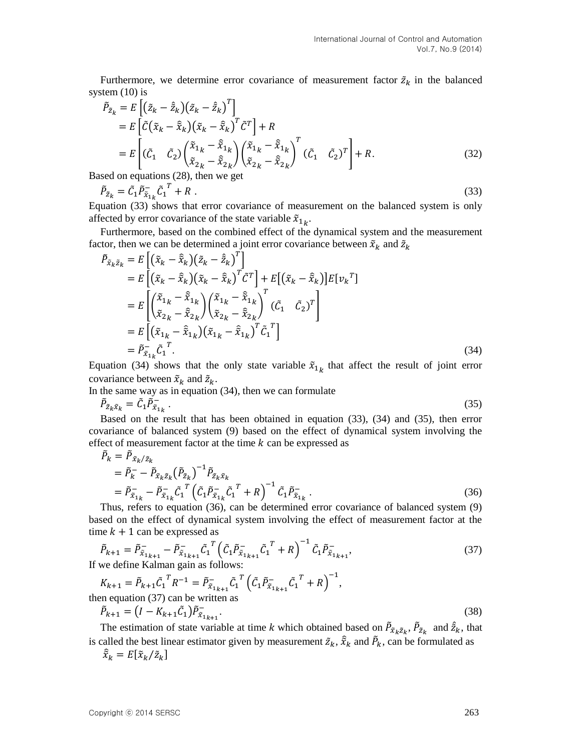Furthermore, we determine error covariance of measurement factor $\tilde{z}_k$ in the balanced system (10) is

$$
\begin{aligned}
\tilde{P}_{\tilde{z}_k} &= E\left[\left(\tilde{z}_k - \hat{\tilde{z}}_k\right)\left(\tilde{z}_k - \hat{\tilde{z}}_k\right)^T\right] \\
&= E\left[\tilde{C}\left(\tilde{x}_k - \hat{\tilde{x}}_k\right)\left(\tilde{x}_k - \hat{\tilde{x}}_k\right)^T \tilde{C}^T\right] + R \\
&= E\left[\begin{pmatrix}\tilde{C}_1 & \tilde{C}_2\end{pmatrix}\begin{pmatrix}\tilde{x}_{1_k} - \hat{\tilde{x}}_{1_k} \\ \tilde{x}_{2_k} - \hat{\tilde{x}}_{2_k}\end{pmatrix}\begin{pmatrix}\tilde{x}_{1_k} - \hat{\tilde{x}}_{1_k} \\ \tilde{x}_{2_k} - \hat{\tilde{x}}_{2_k}\end{pmatrix}^T \begin{pmatrix}\tilde{C}_1 & \tilde{C}_2\end{pmatrix}^T\right] + R. \qquad (32)
\end{aligned}
$$

Based on equations (28), then we get

$$
\tilde{P}_{\tilde{z}_k} = \tilde{C}_1 \tilde{P}^-_{\tilde{x}_{1_k}} \tilde{C}_1^{\,T} + R \,. \qquad (33)
$$

Equation (33) shows that error covariance of measurement on the balanced system is only affected by error covariance of the state variable $\tilde{x}_{1_k}$.

Furthermore, based on the combined effect of the dynamical system and the measurement factor, then we can be determined a joint error covariance between $\tilde{x}_k$ and $\tilde{z}_k$

$$
\begin{aligned}
\tilde{P}_{\tilde{x}_k \tilde{z}_k} &= E\left[\left(\tilde{x}_k - \hat{\tilde{x}}_k\right)\left(\tilde{z}_k - \hat{\tilde{z}}_k\right)^T\right] \\
&= E\left[\left(\tilde{x}_k - \hat{\tilde{x}}_k\right)\left(\tilde{x}_k - \hat{\tilde{x}}_k\right)^T \tilde{C}^T\right] + E\left[\left(\tilde{x}_k - \hat{\tilde{x}}_k\right)\right]E\left[v_k^{\,T}\right] \\
&= E\left[\begin{pmatrix}\tilde{x}_{1_k} - \hat{\tilde{x}}_{1_k} \\ \tilde{x}_{2_k} - \hat{\tilde{x}}_{2_k}\end{pmatrix}\begin{pmatrix}\tilde{x}_{1_k} - \hat{\tilde{x}}_{1_k} \\ \tilde{x}_{2_k} - \hat{\tilde{x}}_{2_k}\end{pmatrix}^T \begin{pmatrix}\tilde{C}_1 & \tilde{C}_2\end{pmatrix}^T\right] \\
&= E\left[\left(\tilde{x}_{1_k} - \hat{\tilde{x}}_{1_k}\right)\left(\tilde{x}_{1_k} - \hat{\tilde{x}}_{1_k}\right)^T \tilde{C}_1^{\,T}\right] \\
&= \tilde{P}^-_{\tilde{x}_{1_k}} \tilde{C}_1^{\,T}. \qquad (34)
\end{aligned}
$$

Equation (34) shows that the only state variable $\tilde{x}_{1_k}$ that affect the result of joint error covariance between $\tilde{x}_k$ and $\tilde{z}_k$.

In the same way as in equation (34), then we can formulate

$$
\tilde{P}_{\tilde{z}_k \tilde{x}_k} = \tilde{C}_1 \tilde{P}^-_{\tilde{x}_{1_k}} \,. \qquad (35)
$$

Based on the result that has been obtained in equation (33), (34) and (35), then error covariance of balanced system (9) based on the effect of dynamical system involving the effect of measurement factor at the time $k$ can be expressed as

$$
\begin{aligned}
\tilde{P}_k &= \tilde{P}_{\tilde{x}_k/\tilde{z}_k} \\
&= \tilde{P}_k^- - \tilde{P}_{\tilde{x}_k \tilde{z}_k}\left(\tilde{P}_{\tilde{z}_k}\right)^{-1}\tilde{P}_{\tilde{z}_k \tilde{x}_k} \\
&= \tilde{P}^-_{\tilde{x}_{1_k}} - \tilde{P}^-_{\tilde{x}_{1_k}} \tilde{C}_1^{\,T}\left(\tilde{C}_1 \tilde{P}^-_{\tilde{x}_{1_k}} \tilde{C}_1^{\,T} + R\right)^{-1} \tilde{C}_1 \tilde{P}^-_{\tilde{x}_{1_k}} \,. \qquad (36)
\end{aligned}
$$

Thus, refers to equation (36), can be determined error covariance of balanced system (9) based on the effect of dynamical system involving the effect of measurement factor at the time $k+1$ can be expressed as

$$
\tilde{P}_{k+1} = \tilde{P}^-_{\tilde{x}_{1_{k+1}}} - \tilde{P}^-_{\tilde{x}_{1_{k+1}}} \tilde{C}_1^{\,T}\left(\tilde{C}_1 \tilde{P}^-_{\tilde{x}_{1_{k+1}}} \tilde{C}_1^{\,T} + R\right)^{-1} \tilde{C}_1 \tilde{P}^-_{\tilde{x}_{1_{k+1}}}, \qquad (37)
$$

If we define Kalman gain as follows:

$$
K_{k+1} = \tilde{P}_{k+1} \tilde{C}_1^{\,T} R^{-1} = \tilde{P}^-_{\tilde{x}_{1_{k+1}}} \tilde{C}_1^{\,T}\left(\tilde{C}_1 \tilde{P}^-_{\tilde{x}_{1_{k+1}}} \tilde{C}_1^{\,T} + R\right)^{-1},
$$

then equation (37) can be written as

$$
\tilde{P}_{k+1} = \left(I - K_{k+1}\tilde{C}_1\right)\tilde{P}^-_{\tilde{x}_{1_{k+1}}}. \qquad (38)
$$

The estimation of state variable at time $k$ which obtained based on $\tilde{P}_{\tilde{x}_k \tilde{z}_k}$, $\tilde{P}_{\tilde{z}_k}$ and $\hat{\tilde{z}}_k$, that is called the best linear estimator given by measurement $\tilde{z}_k$, $\hat{\tilde{x}}_k$ and $\tilde{P}_k$, can be formulated as

$$
\hat{\tilde{x}}_k = E\left[\tilde{x}_k/\tilde{z}_k\right]
$$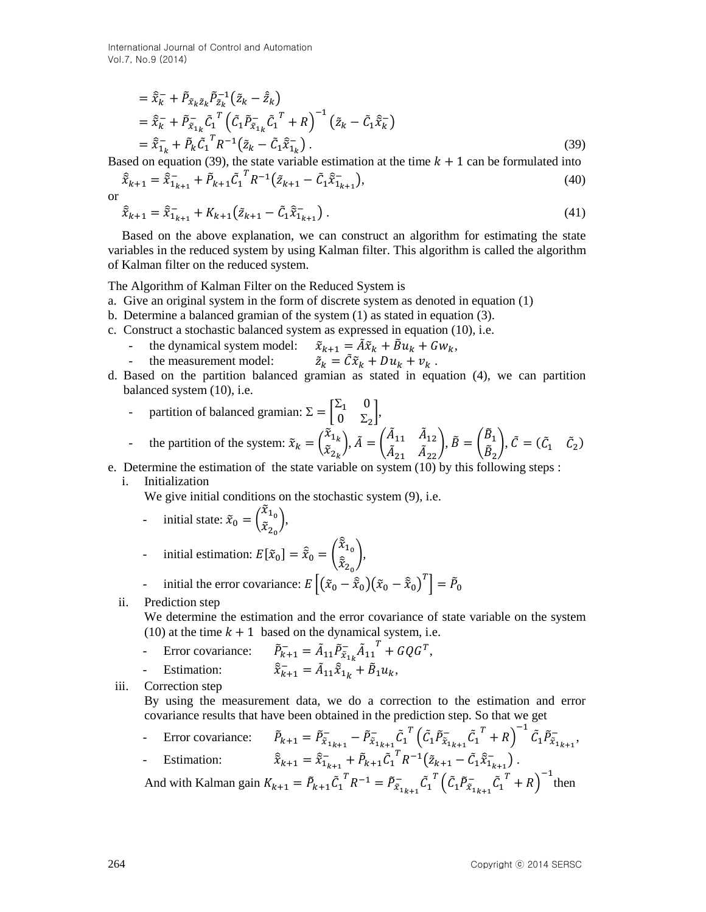$$
\begin{aligned}
&= \hat{\tilde{x}}_k^- + \tilde{P}_{\tilde{x}_k \tilde{z}_k} \tilde{P}_{\tilde{z}_k}^{-1} \left( \tilde{z}_k - \hat{\tilde{z}}_k \right) \\
&= \hat{\tilde{x}}_k^- + \tilde{P}_{\tilde{x}_{1_k}}^- \tilde{C}_1^{\,T} \left( \tilde{C}_1 \tilde{P}_{\tilde{x}_{1_k}}^- \tilde{C}_1^{\,T} + R \right)^{-1} \left( \tilde{z}_k - \tilde{C}_1 \hat{\tilde{x}}_k^- \right) \\
&= \hat{\tilde{x}}_{1_k}^- + \tilde{P}_k \tilde{C}_1^{\,T} R^{-1} \left( \tilde{z}_k - \tilde{C}_1 \hat{\tilde{x}}_{1_k}^- \right). \qquad (39)
\end{aligned}
$$

Based on equation (39), the state variable estimation at the time $k+1$ can be formulated into

$$
\hat{\tilde{x}}_{k+1} = \hat{\tilde{x}}_{1_{k+1}}^- + \tilde{P}_{k+1} \tilde{C}_1^{\,T} R^{-1} \left( \tilde{z}_{k+1} - \tilde{C}_1 \hat{\tilde{x}}_{1_{k+1}}^- \right), \qquad (40)
$$

or

$$
\hat{\tilde{x}}_{k+1} = \hat{\tilde{x}}_{1_{k+1}}^- + K_{k+1} \left( \tilde{z}_{k+1} - \tilde{C}_1 \hat{\tilde{x}}_{1_{k+1}}^- \right). \qquad (41)
$$

Based on the above explanation, we can construct an algorithm for estimating the state variables in the reduced system by using Kalman filter. This algorithm is called the algorithm of Kalman filter on the reduced system.

The Algorithm of Kalman Filter on the Reduced System is

a. Give an original system in the form of discrete system as denoted in equation (1)
b. Determine a balanced gramian of the system (1) as stated in equation (3).
c. Construct a stochastic balanced system as expressed in equation (10), i.e.
   - the dynamical system model: $\tilde{x}_{k+1} = \tilde{A}\tilde{x}_k + \tilde{B}u_k + Gw_k$,
   - the measurement model: $\tilde{z}_k = \tilde{C}\tilde{x}_k + Du_k + v_k$.
d. Based on the partition balanced gramian as stated in equation (4), we can partition balanced system (10), i.e.
   - partition of balanced gramian: $\Sigma = \begin{bmatrix} \Sigma_1 & 0 \\ 0 & \Sigma_2 \end{bmatrix}$,
   - the partition of the system: $\tilde{x}_k = \begin{pmatrix} \tilde{x}_{1_k} \\ \tilde{x}_{2_k} \end{pmatrix}$, $\tilde{A} = \begin{pmatrix} \tilde{A}_{11} & \tilde{A}_{12} \\ \tilde{A}_{21} & \tilde{A}_{22} \end{pmatrix}$, $\tilde{B} = \begin{pmatrix} \tilde{B}_1 \\ \tilde{B}_2 \end{pmatrix}$, $\tilde{C} = \begin{pmatrix} \tilde{C}_1 & \tilde{C}_2 \end{pmatrix}$
e. Determine the estimation of the state variable on system (10) by this following steps :
   i. Initialization

      We give initial conditions on the stochastic system (9), i.e.
      - initial state: $\tilde{x}_0 = \begin{pmatrix} \tilde{x}_{1_0} \\ \tilde{x}_{2_0} \end{pmatrix}$,
      - initial estimation: $E[\tilde{x}_0] = \hat{\tilde{x}}_0 = \begin{pmatrix} \hat{\tilde{x}}_{1_0} \\ \hat{\tilde{x}}_{2_0} \end{pmatrix}$,
      - initial the error covariance: $E\left[ \left( \tilde{x}_0 - \hat{\tilde{x}}_0 \right) \left( \tilde{x}_0 - \hat{\tilde{x}}_0 \right)^T \right] = \tilde{P}_0$
   ii. Prediction step

      We determine the estimation and the error covariance of state variable on the system (10) at the time $k+1$ based on the dynamical system, i.e.
      - Error covariance: $\tilde{P}_{k+1}^- = \tilde{A}_{11} \tilde{P}_{\tilde{x}_{1_k}}^- \tilde{A}_{11}^{\,T} + GQG^T$,
      - Estimation: $\hat{\tilde{x}}_{k+1}^- = \tilde{A}_{11} \hat{\tilde{x}}_{1_k} + \tilde{B}_1 u_k$,
   iii. Correction step

      By using the measurement data, we do a correction to the estimation and error covariance results that have been obtained in the prediction step. So that we get
      - Error covariance: $\tilde{P}_{k+1} = \tilde{P}_{\tilde{x}_{1_{k+1}}}^- - \tilde{P}_{\tilde{x}_{1_{k+1}}}^- \tilde{C}_1^{\,T} \left( \tilde{C}_1 \tilde{P}_{\tilde{x}_{1_{k+1}}}^- \tilde{C}_1^{\,T} + R \right)^{-1} \tilde{C}_1 \tilde{P}_{\tilde{x}_{1_{k+1}}}^-$,
      - Estimation: $\hat{\tilde{x}}_{k+1} = \hat{\tilde{x}}_{1_{k+1}}^- + \tilde{P}_{k+1} \tilde{C}_1^{\,T} R^{-1} \left( \tilde{z}_{k+1} - \tilde{C}_1 \hat{\tilde{x}}_{1_{k+1}}^- \right)$.

      And with Kalman gain $K_{k+1} = \tilde{P}_{k+1} \tilde{C}_1^{\,T} R^{-1} = \tilde{P}_{\tilde{x}_{1_{k+1}}}^- \tilde{C}_1^{\,T} \left( \tilde{C}_1 \tilde{P}_{\tilde{x}_{1_{k+1}}}^- \tilde{C}_1^{\,T} + R \right)^{-1}$ then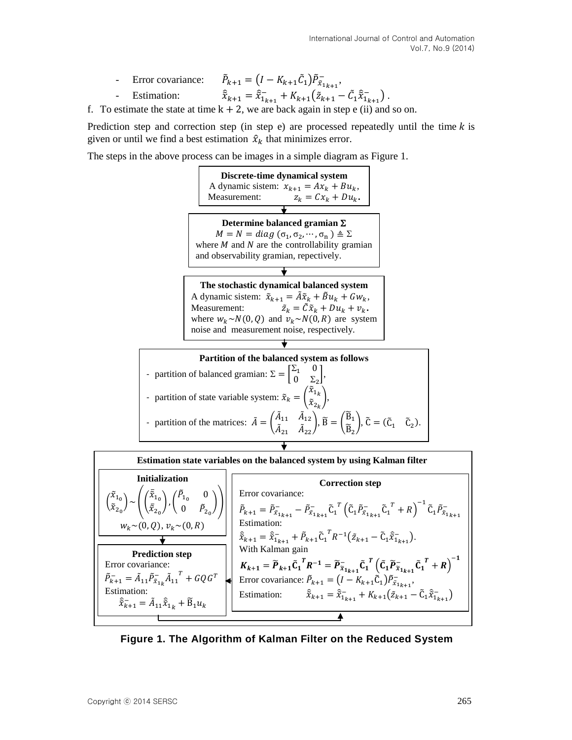- Error covariance: $\tilde{P}_{k+1} = \left(I - K_{k+1}\tilde{C}_1\right)\tilde{P}^-_{\tilde{x}_{1_{k+1}}}$,
- Estimation: $\hat{\tilde{x}}_{k+1} = \hat{\tilde{x}}^-_{1_{k+1}} + K_{k+1}\left(\tilde{z}_{k+1} - \tilde{C}_1\hat{\tilde{x}}^-_{1_{k+1}}\right)$.

f. To estimate the state at time $k + 2$, we are back again in step e (ii) and so on.

Prediction step and correction step (in step e) are processed repeatedly until the time $k$ is given or until we find a best estimation $\hat{x}_k$ that minimizes error.

The steps in the above process can be images in a simple diagram as Figure 1.

**Discrete-time dynamical system**

A dynamic sistem: $x_{k+1} = Ax_k + Bu_k$,

Measurement: $z_k = Cx_k + Du_k$.

↓

**Determine balanced gramian $\Sigma$**

$M = N = diag\,(\sigma_1, \sigma_2, \cdots, \sigma_n) \triangleq \Sigma$

where $M$ and $N$ are the controllability gramian and observability gramian, repectively.

↓

**The stochastic dynamical balanced system**

A dynamic sistem: $\tilde{x}_{k+1} = \tilde{A}\tilde{x}_k + \tilde{B}u_k + Gw_k$,

Measurement: $\tilde{z}_k = \tilde{C}\tilde{x}_k + Du_k + v_k$.

where $w_k \sim N(0, Q)$ and $v_k \sim N(0, R)$ are system noise and measurement noise, respectively.

↓

**Partition of the balanced system as follows**

- partition of balanced gramian: $\Sigma = \begin{bmatrix} \Sigma_1 & 0 \\ 0 & \Sigma_2 \end{bmatrix}$,
- partition of state variable system: $\tilde{x}_k = \begin{pmatrix} \tilde{x}_{1_k} \\ \tilde{x}_{2_k} \end{pmatrix}$,
- partition of the matrices: $\tilde{A} = \begin{pmatrix} \tilde{A}_{11} & \tilde{A}_{12} \\ \tilde{A}_{21} & \tilde{A}_{22} \end{pmatrix}$, $\tilde{B} = \begin{pmatrix} \tilde{B}_1 \\ \tilde{B}_2 \end{pmatrix}$, $\tilde{C} = (\tilde{C}_1 \quad \tilde{C}_2)$.

↓

**Estimation state variables on the balanced system by using Kalman filter**

**Initialization**

$$\begin{pmatrix} \tilde{x}_{1_0} \\ \tilde{x}_{2_0} \end{pmatrix} \sim \left( \begin{pmatrix} \bar{\tilde{x}}_{1_0} \\ \bar{\tilde{x}}_{2_0} \end{pmatrix}, \begin{pmatrix} \tilde{P}_{1_0} & 0 \\ 0 & \tilde{P}_{2_0} \end{pmatrix} \right)$$

$w_k \sim (0, Q)$, $v_k \sim (0, R)$

**Prediction step**

Error covariance:

$\tilde{P}^-_{k+1} = \tilde{A}_{11}\tilde{P}^-_{\tilde{x}_{1_k}}\tilde{A}_{11}^{\ T} + GQG^T$

Estimation:

$\hat{\tilde{x}}^-_{k+1} = \tilde{A}_{11}\hat{\tilde{x}}_{1_k} + \tilde{B}_1 u_k$

**Correction step**

Error covariance:

$$\tilde{P}_{k+1} = \tilde{P}^-_{\tilde{x}_{1_{k+1}}} - \tilde{P}^-_{\tilde{x}_{1_{k+1}}}\tilde{C}_1^{\ T}\left(\tilde{C}_1\tilde{P}^-_{\tilde{x}_{1_{k+1}}}\tilde{C}_1^{\ T} + R\right)^{-1}\tilde{C}_1\tilde{P}^-_{\tilde{x}_{1_{k+1}}}$$

Estimation:

$$\hat{\tilde{x}}_{k+1} = \hat{\tilde{x}}^-_{1_{k+1}} + \tilde{P}_{k+1}\tilde{C}_1^{\ T}R^{-1}\left(\tilde{z}_{k+1} - \tilde{C}_1\hat{\tilde{x}}^-_{1_{k+1}}\right).$$

With Kalman gain

$$\boldsymbol{K_{k+1} = \tilde{P}_{k+1}\tilde{C}_1^{\ T}R^{-1} = \tilde{P}^-_{\tilde{x}_{1_{k+1}}}\tilde{C}_1^{\ T}\left(\tilde{C}_1\tilde{P}^-_{\tilde{x}_{1_{k+1}}}\tilde{C}_1^{\ T} + R\right)^{-1}}$$

Error covariance: $\tilde{P}_{k+1} = \left(I - K_{k+1}\tilde{C}_1\right)\tilde{P}^-_{\tilde{x}_{1_{k+1}}}$,

Estimation: $\hat{\tilde{x}}_{k+1} = \hat{\tilde{x}}^-_{1_{k+1}} + K_{k+1}\left(\tilde{z}_{k+1} - \tilde{C}_1\hat{\tilde{x}}^-_{1_{k+1}}\right)$

**Figure 1. The Algorithm of Kalman Filter on the Reduced System**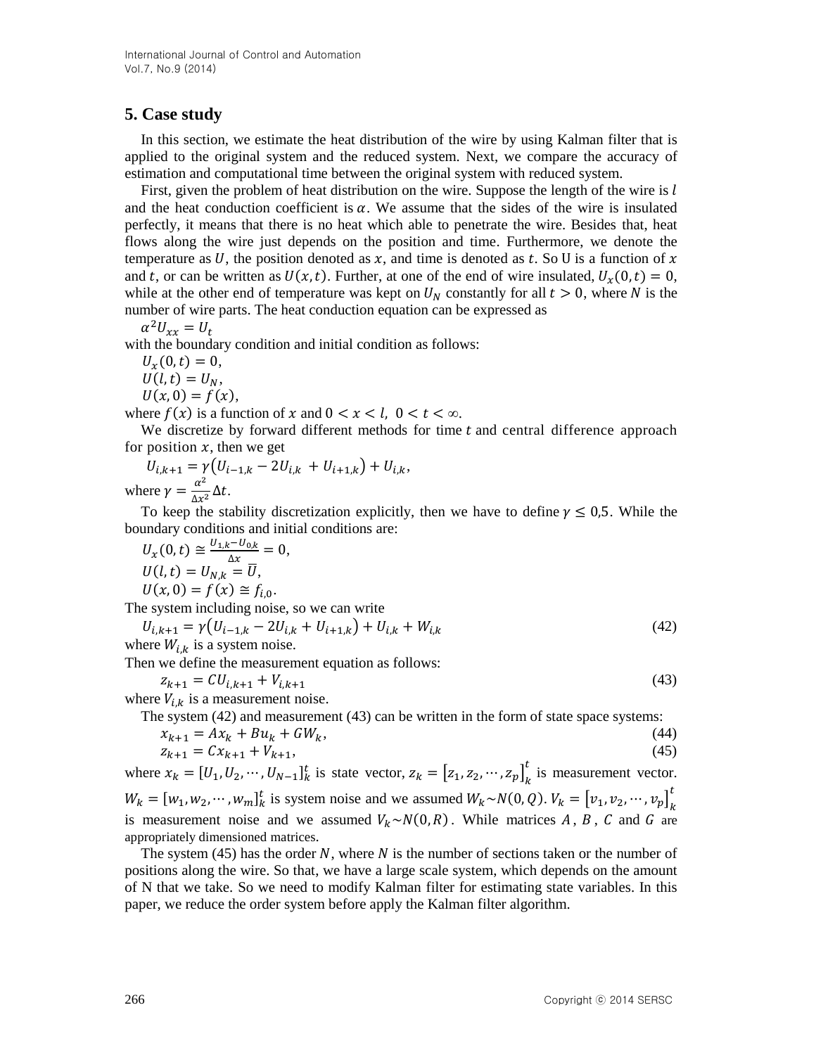## 5. Case study

In this section, we estimate the heat distribution of the wire by using Kalman filter that is applied to the original system and the reduced system. Next, we compare the accuracy of estimation and computational time between the original system with reduced system.

First, given the problem of heat distribution on the wire. Suppose the length of the wire is $l$ and the heat conduction coefficient is $\alpha$. We assume that the sides of the wire is insulated perfectly, it means that there is no heat which able to penetrate the wire. Besides that, heat flows along the wire just depends on the position and time. Furthermore, we denote the temperature as $U$, the position denoted as $x$, and time is denoted as $t$. So U is a function of $x$ and $t$, or can be written as $U(x,t)$. Further, at one of the end of wire insulated, $U_x(0,t) = 0$, while at the other end of temperature was kept on $U_N$ constantly for all $t > 0$, where $N$ is the number of wire parts. The heat conduction equation can be expressed as

$$\alpha^2 U_{xx} = U_t$$

with the boundary condition and initial condition as follows:

$$U_x(0,t) = 0,$$
$$U(l,t) = U_N,$$
$$U(x,0) = f(x),$$

where $f(x)$ is a function of $x$ and $0 < x < l,\ 0 < t < \infty$.

We discretize by forward different methods for time $t$ and central difference approach for position $x$, then we get

$$U_{i,k+1} = \gamma\left(U_{i-1,k} - 2U_{i,k} + U_{i+1,k}\right) + U_{i,k},$$

where $\gamma = \frac{\alpha^2}{\Delta x^2}\Delta t$.

To keep the stability discretization explicitly, then we have to define $\gamma \leq 0{,}5$. While the boundary conditions and initial conditions are:

$$U_x(0,t) \cong \frac{U_{1,k} - U_{0,k}}{\Delta x} = 0,$$
$$U(l,t) = U_{N,k} = \bar{U},$$
$$U(x,0) = f(x) \cong f_{i,0}.$$

The system including noise, so we can write

$$U_{i,k+1} = \gamma\left(U_{i-1,k} - 2U_{i,k} + U_{i+1,k}\right) + U_{i,k} + W_{i,k} \tag{42}$$

where $W_{i,k}$ is a system noise.

Then we define the measurement equation as follows:

$$z_{k+1} = CU_{i,k+1} + V_{i,k+1} \tag{43}$$

where $V_{i,k}$ is a measurement noise.

The system (42) and measurement (43) can be written in the form of state space systems:

$$x_{k+1} = Ax_k + Bu_k + GW_k, \tag{44}$$
$$z_{k+1} = Cx_{k+1} + V_{k+1}, \tag{45}$$

where $x_k = [U_1, U_2, \cdots, U_{N-1}]_k^t$ is state vector, $z_k = \left[z_1, z_2, \cdots, z_p\right]_k^t$ is measurement vector. $W_k = [w_1, w_2, \cdots, w_m]_k^t$ is system noise and we assumed $W_k \sim N(0,Q)$. $V_k = \left[v_1, v_2, \cdots, v_p\right]_k^t$ is measurement noise and we assumed $V_k \sim N(0,R)$. While matrices $A$, $B$, $C$ and $G$ are appropriately dimensioned matrices.

The system (45) has the order $N$, where $N$ is the number of sections taken or the number of positions along the wire. So that, we have a large scale system, which depends on the amount of N that we take. So we need to modify Kalman filter for estimating state variables. In this paper, we reduce the order system before apply the Kalman filter algorithm.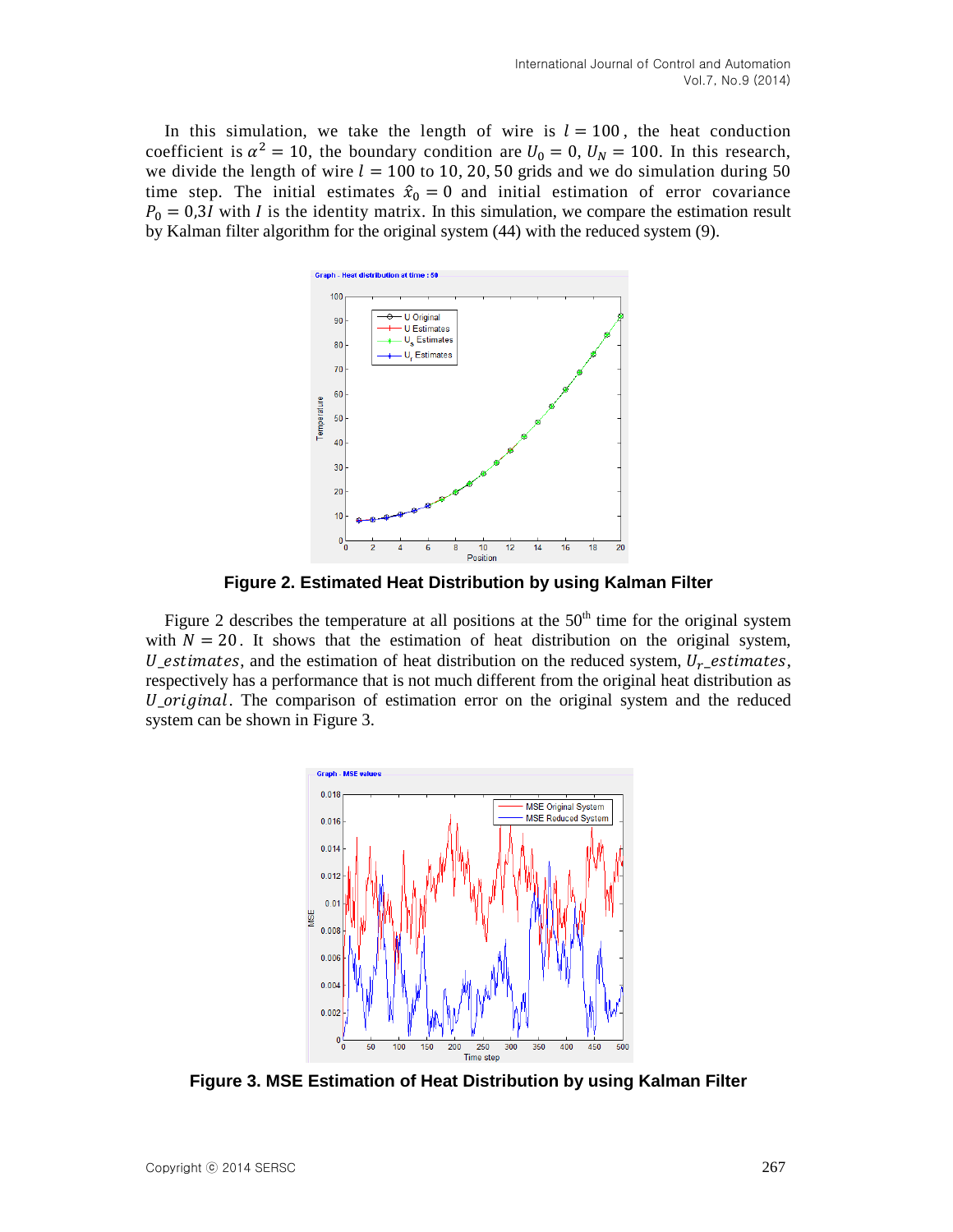In this simulation, we take the length of wire is $l = 100$, the heat conduction coefficient is $\alpha^2 = 10$, the boundary condition are $U_0 = 0$, $U_N = 100$. In this research, we divide the length of wire $l = 100$ to 10, 20, 50 grids and we do simulation during 50 time step. The initial estimates $\hat{x}_0 = 0$ and initial estimation of error covariance $P_0 = 0{,}3I$ with $I$ is the identity matrix. In this simulation, we compare the estimation result by Kalman filter algorithm for the original system (44) with the reduced system (9).

**Figure 2. Estimated Heat Distribution by using Kalman Filter**

Figure 2 describes the temperature at all positions at the 50th time for the original system with $N = 20$. It shows that the estimation of heat distribution on the original system, $U\_estimates$, and the estimation of heat distribution on the reduced system, $U_r\_estimates$, respectively has a performance that is not much different from the original heat distribution as $U\_original$. The comparison of estimation error on the original system and the reduced system can be shown in Figure 3.

**Figure 3. MSE Estimation of Heat Distribution by using Kalman Filter**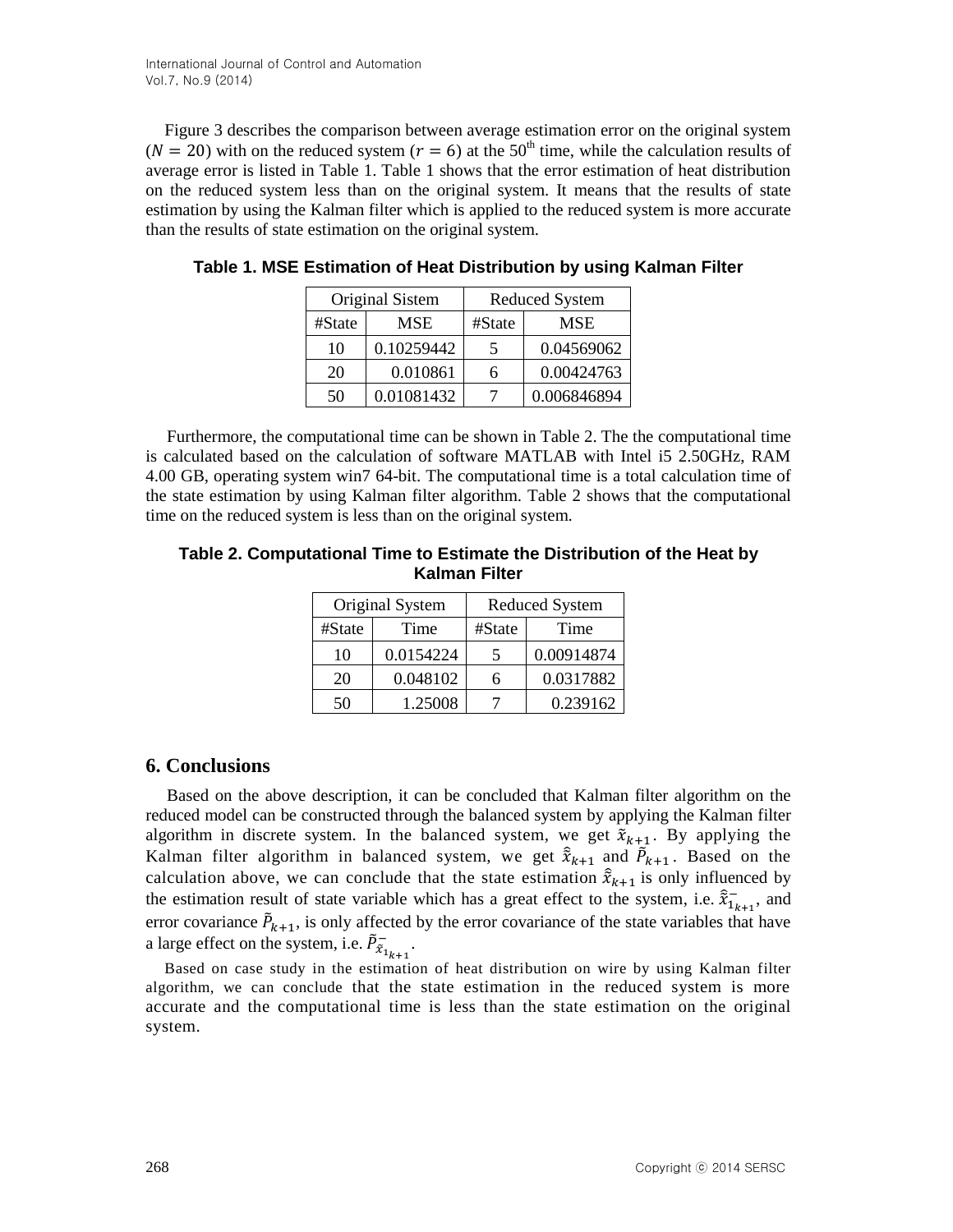Figure 3 describes the comparison between average estimation error on the original system ($N = 20$) with on the reduced system ($r = 6$) at the 50th time, while the calculation results of average error is listed in Table 1. Table 1 shows that the error estimation of heat distribution on the reduced system less than on the original system. It means that the results of state estimation by using the Kalman filter which is applied to the reduced system is more accurate than the results of state estimation on the original system.

**Table 1. MSE Estimation of Heat Distribution by using Kalman Filter**

| Original Sistem | | Reduced System | |
|---|---|---|---|
| #State | MSE | #State | MSE |
| 10 | 0.10259442 | 5 | 0.04569062 |
| 20 | 0.010861 | 6 | 0.00424763 |
| 50 | 0.01081432 | 7 | 0.006846894 |

Furthermore, the computational time can be shown in Table 2. The the computational time is calculated based on the calculation of software MATLAB with Intel i5 2.50GHz, RAM 4.00 GB, operating system win7 64-bit. The computational time is a total calculation time of the state estimation by using Kalman filter algorithm. Table 2 shows that the computational time on the reduced system is less than on the original system.

**Table 2. Computational Time to Estimate the Distribution of the Heat by Kalman Filter**

| Original System | | Reduced System | |
|---|---|---|---|
| #State | Time | #State | Time |
| 10 | 0.0154224 | 5 | 0.00914874 |
| 20 | 0.048102 | 6 | 0.0317882 |
| 50 | 1.25008 | 7 | 0.239162 |

## 6. Conclusions

Based on the above description, it can be concluded that Kalman filter algorithm on the reduced model can be constructed through the balanced system by applying the Kalman filter algorithm in discrete system. In the balanced system, we get $\tilde{x}_{k+1}$. By applying the Kalman filter algorithm in balanced system, we get $\hat{\tilde{x}}_{k+1}$ and $\tilde{P}_{k+1}$. Based on the calculation above, we can conclude that the state estimation $\hat{\tilde{x}}_{k+1}$ is only influenced by the estimation result of state variable which has a great effect to the system, i.e. $\hat{\tilde{x}}^{-}_{1_{k+1}}$, and error covariance $\tilde{P}_{k+1}$, is only affected by the error covariance of the state variables that have a large effect on the system, i.e. $\tilde{P}^{-}_{\tilde{x}_{1_{k+1}}}$.

Based on case study in the estimation of heat distribution on wire by using Kalman filter algorithm, we can conclude that the state estimation in the reduced system is more accurate and the computational time is less than the state estimation on the original system.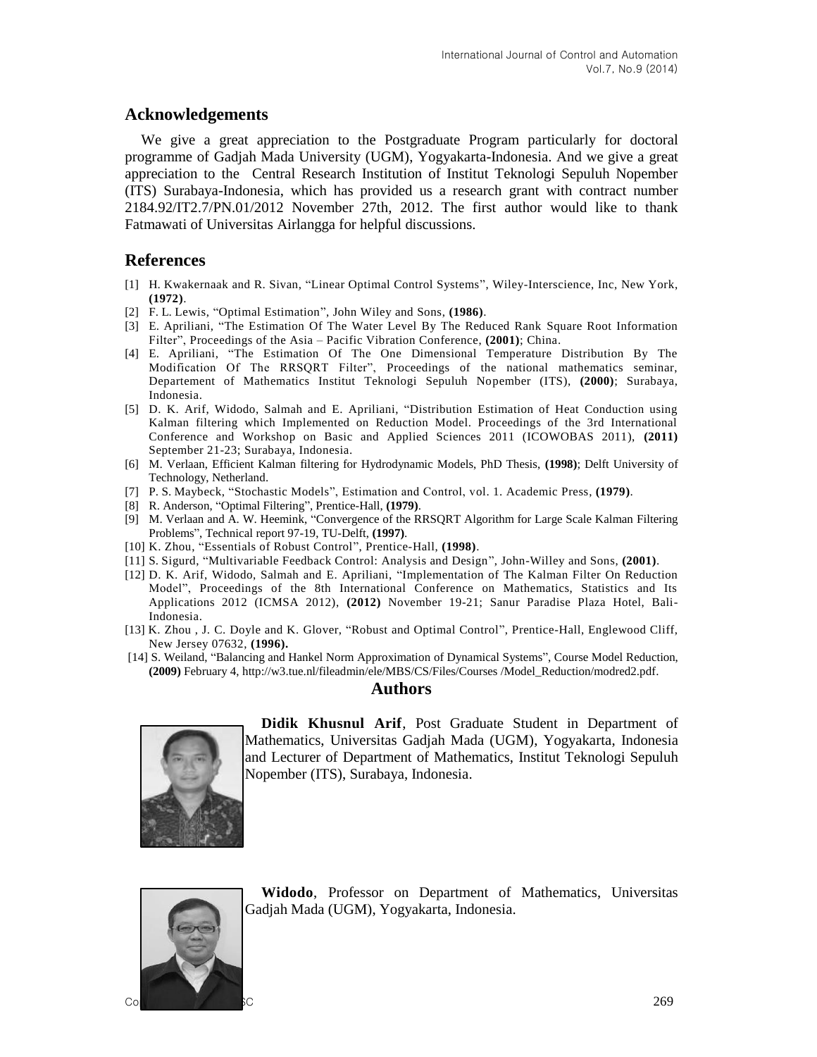## Acknowledgements

We give a great appreciation to the Postgraduate Program particularly for doctoral programme of Gadjah Mada University (UGM), Yogyakarta-Indonesia. And we give a great appreciation to the Central Research Institution of Institut Teknologi Sepuluh Nopember (ITS) Surabaya-Indonesia, which has provided us a research grant with contract number 2184.92/IT2.7/PN.01/2012 November 27th, 2012. The first author would like to thank Fatmawati of Universitas Airlangga for helpful discussions.

## References

[1] H. Kwakernaak and R. Sivan, "Linear Optimal Control Systems", Wiley-Interscience, Inc, New York, **(1972)**.

[2] F. L. Lewis, "Optimal Estimation", John Wiley and Sons, **(1986)**.

[3] E. Apriliani, "The Estimation Of The Water Level By The Reduced Rank Square Root Information Filter", Proceedings of the Asia – Pacific Vibration Conference, **(2001)**; China.

[4] E. Apriliani, "The Estimation Of The One Dimensional Temperature Distribution By The Modification Of The RRSQRT Filter", Proceedings of the national mathematics seminar, Departement of Mathematics Institut Teknologi Sepuluh Nopember (ITS), **(2000)**; Surabaya, Indonesia.

[5] D. K. Arif, Widodo, Salmah and E. Apriliani, "Distribution Estimation of Heat Conduction using Kalman filtering which Implemented on Reduction Model. Proceedings of the 3rd International Conference and Workshop on Basic and Applied Sciences 2011 (ICOWOBAS 2011), **(2011)** September 21-23; Surabaya, Indonesia.

[6] M. Verlaan, Efficient Kalman filtering for Hydrodynamic Models, PhD Thesis, **(1998)**; Delft University of Technology, Netherland.

[7] P. S. Maybeck, "Stochastic Models", Estimation and Control, vol. 1. Academic Press, **(1979)**.

[8] R. Anderson, "Optimal Filtering", Prentice-Hall, **(1979)**.

[9] M. Verlaan and A. W. Heemink, "Convergence of the RRSQRT Algorithm for Large Scale Kalman Filtering Problems", Technical report 97-19, TU-Delft, **(1997)**.

[10] K. Zhou, "Essentials of Robust Control", Prentice-Hall, **(1998)**.

[11] S. Sigurd, "Multivariable Feedback Control: Analysis and Design", John-Willey and Sons, **(2001)**.

[12] D. K. Arif, Widodo, Salmah and E. Apriliani, "Implementation of The Kalman Filter On Reduction Model", Proceedings of the 8th International Conference on Mathematics, Statistics and Its Applications 2012 (ICMSA 2012), **(2012)** November 19-21; Sanur Paradise Plaza Hotel, Bali-Indonesia.

[13] K. Zhou , J. C. Doyle and K. Glover, "Robust and Optimal Control", Prentice-Hall, Englewood Cliff, New Jersey 07632, **(1996).**

[14] S. Weiland, "Balancing and Hankel Norm Approximation of Dynamical Systems", Course Model Reduction, **(2009)** February 4, http://w3.tue.nl/fileadmin/ele/MBS/CS/Files/Courses /Model_Reduction/modred2.pdf.

## Authors

**Didik Khusnul Arif**, Post Graduate Student in Department of Mathematics, Universitas Gadjah Mada (UGM), Yogyakarta, Indonesia and Lecturer of Department of Mathematics, Institut Teknologi Sepuluh Nopember (ITS), Surabaya, Indonesia.

**Widodo**, Professor on Department of Mathematics, Universitas Gadjah Mada (UGM), Yogyakarta, Indonesia.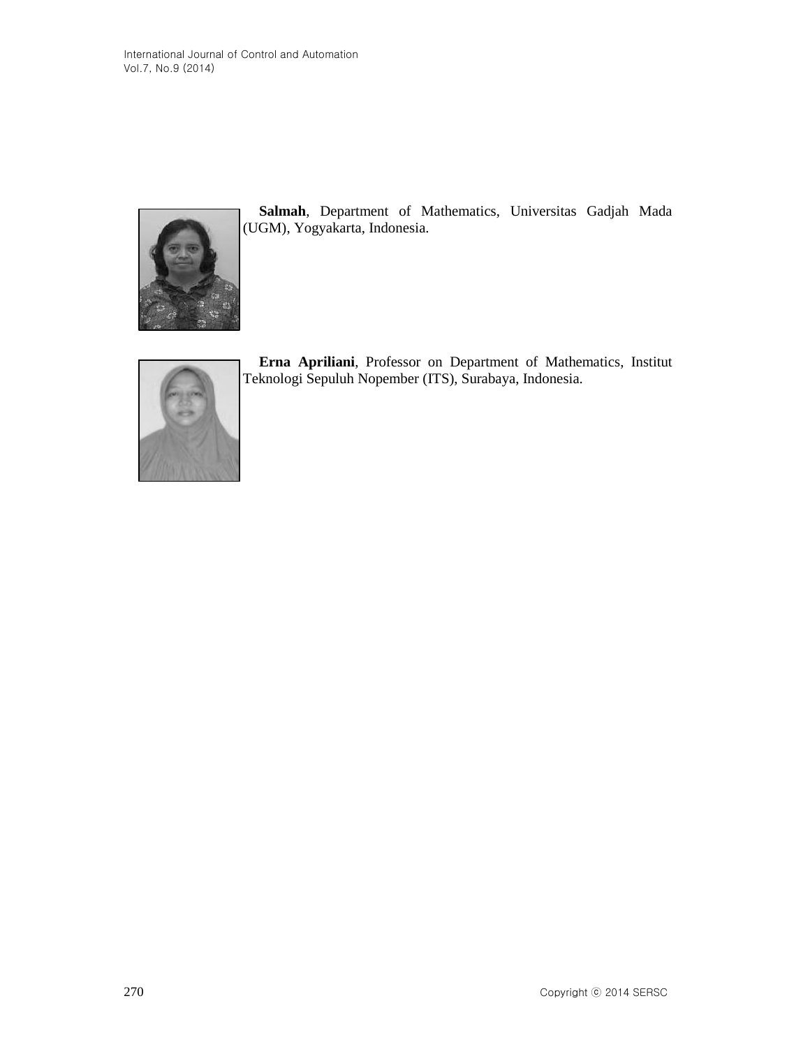**Salmah**, Department of Mathematics, Universitas Gadjah Mada (UGM), Yogyakarta, Indonesia.

**Erna Apriliani**, Professor on Department of Mathematics, Institut Teknologi Sepuluh Nopember (ITS), Surabaya, Indonesia.